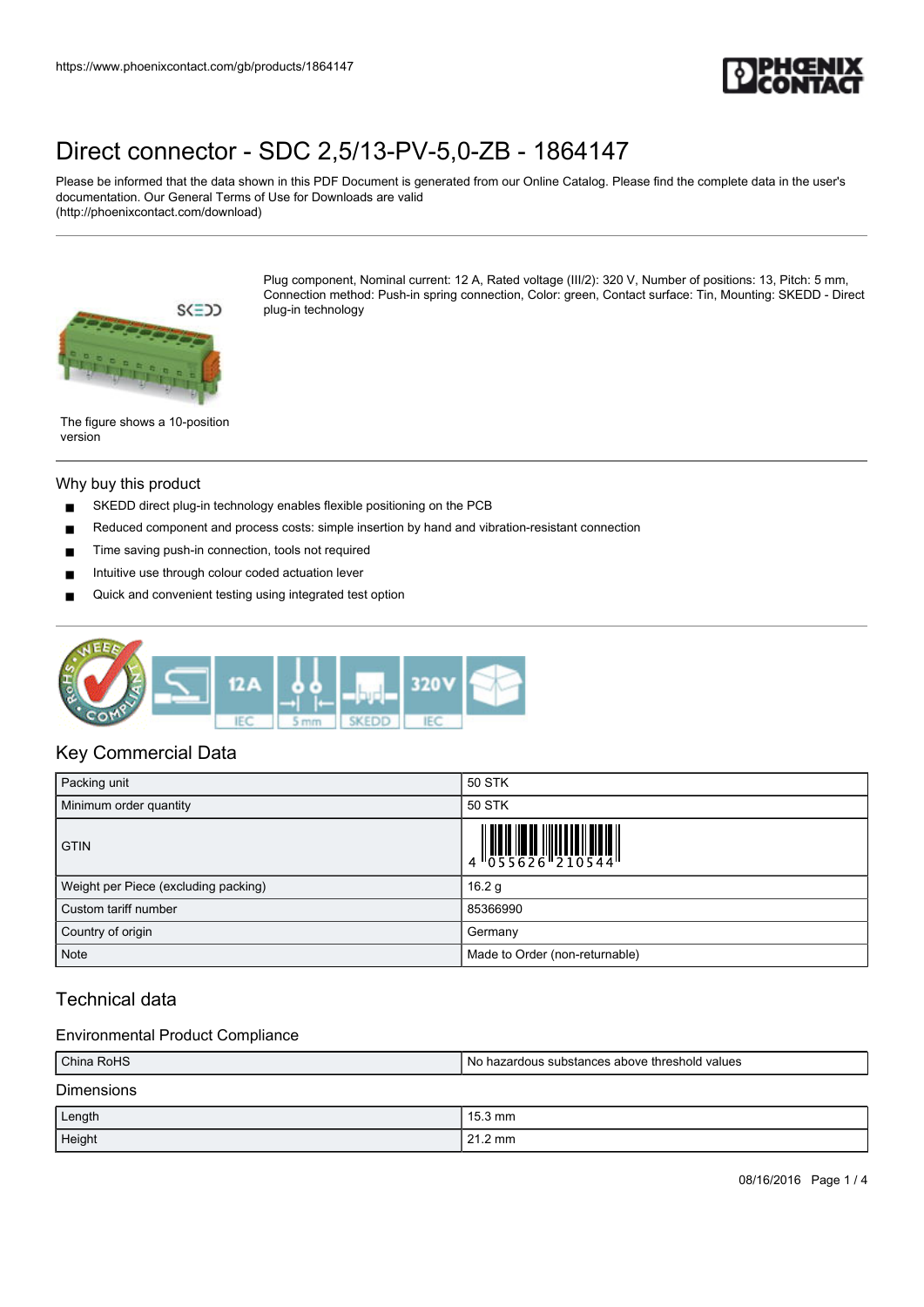# Direct connector - SDC 2,5/13-PV-5,0-ZB - 1864147

Please be informed that the data shown in this PDF Document is generated from our Online Catalog. Please find the complete data in the user's documentation. Our General Terms of Use for Downloads are valid (http://phoenixcontact.com/download)

Plug component, Nominal current: 12 A, Rated voltage (III/2): 320 V, Number of positions: 13, Pitch: 5 mm, Connection method: Push-in spring connection, Color: green, Contact surface: Tin, Mounting: SKEDD - Direct plug-in technology

The figure shows a 10-position version

## Why buy this product

- SKEDD direct plug-in technology enables flexible positioning on the PCB
- Reduced component and process costs: simple insertion by hand and vibration-resistant connection
- Time saving push-in connection, tools not required
- Intuitive use through colour coded actuation lever
- Quick and convenient testing using integrated test option

## Key Commercial Data

| | |
|---|---|
| Packing unit | 50 STK |
| Minimum order quantity | 50 STK |
| GTIN | 4 055626 210544 |
| Weight per Piece (excluding packing) | 16.2 g |
| Custom tariff number | 85366990 |
| Country of origin | Germany |
| Note | Made to Order (non-returnable) |

## Technical data

### Environmental Product Compliance

| | |
|---|---|
| China RoHS | No hazardous substances above threshold values |

### Dimensions

| | |
|---|---|
| Length | 15.3 mm |
| Height | 21.2 mm |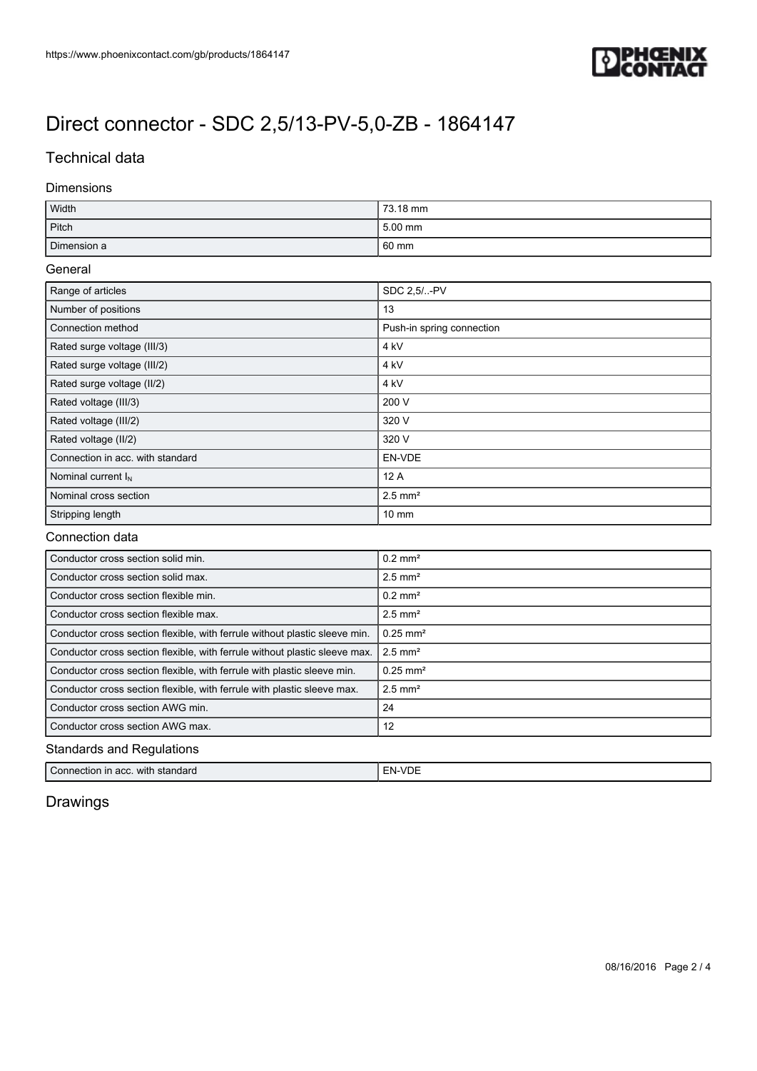# Direct connector - SDC 2,5/13-PV-5,0-ZB - 1864147

## Technical data

### Dimensions

| | |
|---|---|
| Width | 73.18 mm |
| Pitch | 5.00 mm |
| Dimension a | 60 mm |

### General

| | |
|---|---|
| Range of articles | SDC 2,5/..-PV |
| Number of positions | 13 |
| Connection method | Push-in spring connection |
| Rated surge voltage (III/3) | 4 kV |
| Rated surge voltage (III/2) | 4 kV |
| Rated surge voltage (II/2) | 4 kV |
| Rated voltage (III/3) | 200 V |
| Rated voltage (III/2) | 320 V |
| Rated voltage (II/2) | 320 V |
| Connection in acc. with standard | EN-VDE |
| Nominal current $I_N$ | 12 A |
| Nominal cross section | 2.5 mm² |
| Stripping length | 10 mm |

### Connection data

| | |
|---|---|
| Conductor cross section solid min. | 0.2 mm² |
| Conductor cross section solid max. | 2.5 mm² |
| Conductor cross section flexible min. | 0.2 mm² |
| Conductor cross section flexible max. | 2.5 mm² |
| Conductor cross section flexible, with ferrule without plastic sleeve min. | 0.25 mm² |
| Conductor cross section flexible, with ferrule without plastic sleeve max. | 2.5 mm² |
| Conductor cross section flexible, with ferrule with plastic sleeve min. | 0.25 mm² |
| Conductor cross section flexible, with ferrule with plastic sleeve max. | 2.5 mm² |
| Conductor cross section AWG min. | 24 |
| Conductor cross section AWG max. | 12 |

### Standards and Regulations

| | |
|---|---|
| Connection in acc. with standard | EN-VDE |

## Drawings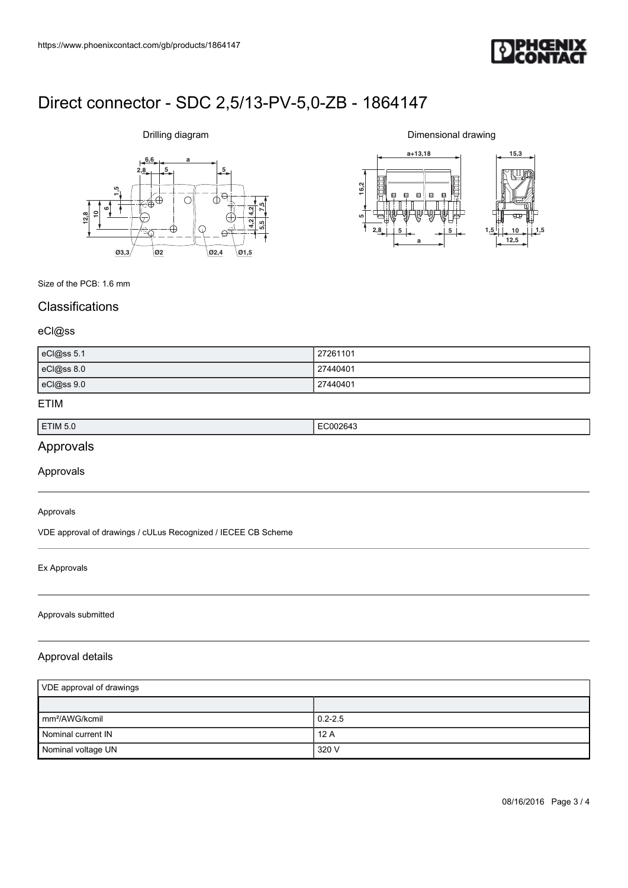# Direct connector - SDC 2,5/13-PV-5,0-ZB - 1864147

Drilling diagram

Dimensional drawing

Size of the PCB: 1.6 mm

## Classifications

### eCl@ss

| eCl@ss 5.1 | 27261101 |
| --- | --- |
| eCl@ss 8.0 | 27440401 |
| eCl@ss 9.0 | 27440401 |

### ETIM

| ETIM 5.0 | EC002643 |
| --- | --- |

## Approvals

### Approvals

Approvals

VDE approval of drawings / cULus Recognized / IECEE CB Scheme

Ex Approvals

Approvals submitted

### Approval details

| VDE approval of drawings | |
| --- | --- |
| | |
| mm²/AWG/kcmil | 0.2-2.5 |
| Nominal current IN | 12 A |
| Nominal voltage UN | 320 V |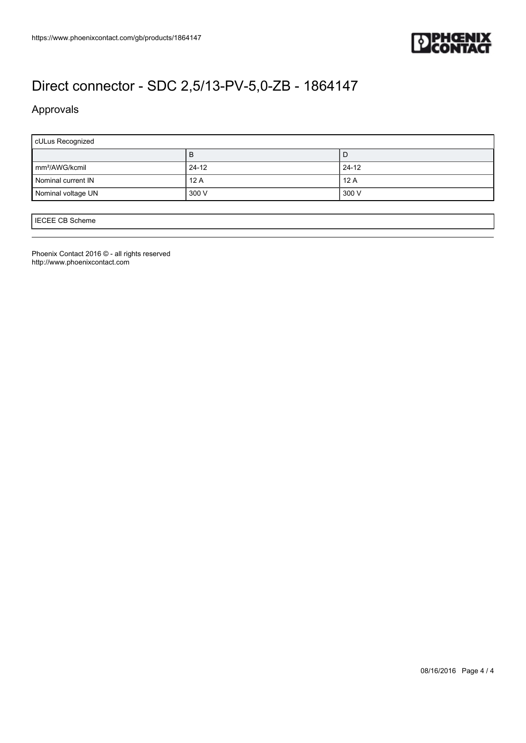# Direct connector - SDC 2,5/13-PV-5,0-ZB - 1864147

## Approvals

| cULus Recognized | | |
|---|---|---|
| | B | D |
| mm²/AWG/kcmil | 24-12 | 24-12 |
| Nominal current IN | 12 A | 12 A |
| Nominal voltage UN | 300 V | 300 V |

IECEE CB Scheme

Phoenix Contact 2016 © - all rights reserved
http://www.phoenixcontact.com